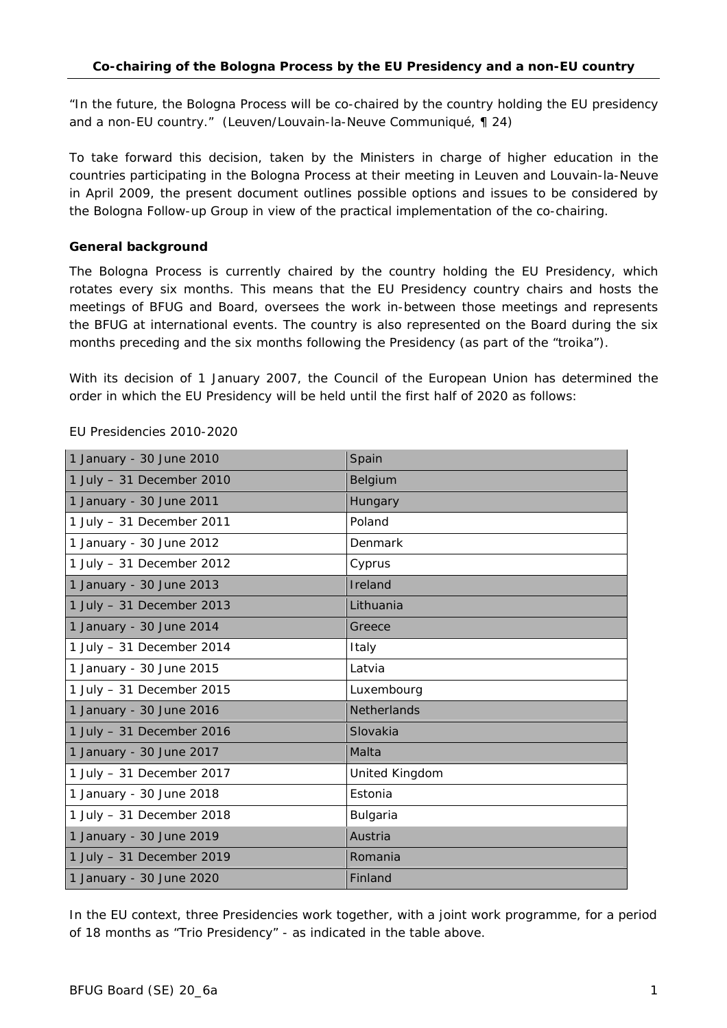## Co-chairing of the Bologna Process by the EU Presidency and a non-EU country

"In the future, the Bologna Process will be co-chaired by the country holding the EU presidency and a non-EU country." *(Leuven/Louvain-la-Neuve Communiqué, ¶ 24)*

To take forward this decision, taken by the Ministers in charge of higher education in the countries participating in the Bologna Process at their meeting in Leuven and Louvain-la-Neuve in April 2009, the present document outlines possible options and issues to be considered by the Bologna Follow-up Group in view of the practical implementation of the co-chairing.

### General background

The Bologna Process is currently chaired by the country holding the EU Presidency, which rotates every six months. This means that the EU Presidency country chairs and hosts the meetings of BFUG and Board, oversees the work in-between those meetings and represents the BFUG at international events. The country is also represented on the Board during the six months preceding and the six months following the Presidency (as part of the "troika").

With its decision of 1 January 2007, the Council of the European Union has determined the order in which the EU Presidency will be held until the first half of 2020 as follows:

EU Presidencies 2010-2020

| Period | Country |
|---|---|
| 1 January - 30 June 2010 | Spain |
| 1 July – 31 December 2010 | Belgium |
| 1 January - 30 June 2011 | Hungary |
| 1 July – 31 December 2011 | Poland |
| 1 January - 30 June 2012 | Denmark |
| 1 July – 31 December 2012 | Cyprus |
| 1 January - 30 June 2013 | Ireland |
| 1 July – 31 December 2013 | Lithuania |
| 1 January - 30 June 2014 | Greece |
| 1 July – 31 December 2014 | Italy |
| 1 January - 30 June 2015 | Latvia |
| 1 July – 31 December 2015 | Luxembourg |
| 1 January - 30 June 2016 | Netherlands |
| 1 July – 31 December 2016 | Slovakia |
| 1 January - 30 June 2017 | Malta |
| 1 July – 31 December 2017 | United Kingdom |
| 1 January - 30 June 2018 | Estonia |
| 1 July – 31 December 2018 | Bulgaria |
| 1 January - 30 June 2019 | Austria |
| 1 July – 31 December 2019 | Romania |
| 1 January - 30 June 2020 | Finland |

In the EU context, three Presidencies work together, with a joint work programme, for a period of 18 months as "Trio Presidency" - as indicated in the table above.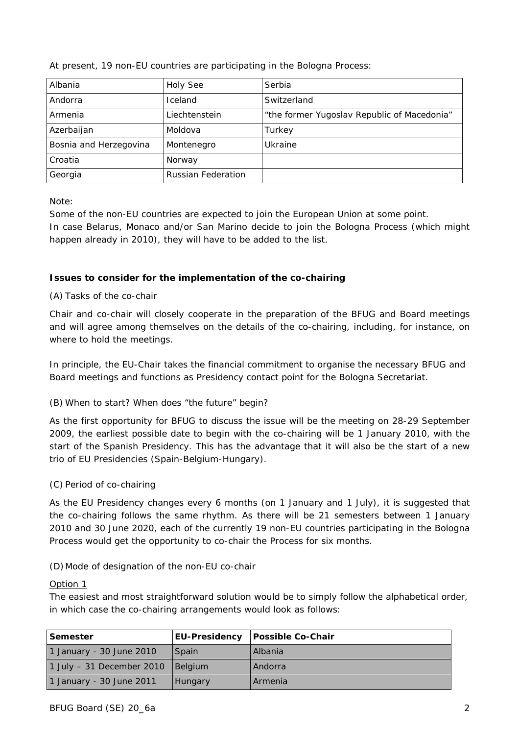At present, 19 non-EU countries are participating in the Bologna Process:

| Albania | Holy See | Serbia |
|---|---|---|
| Andorra | Iceland | Switzerland |
| Armenia | Liechtenstein | "the former Yugoslav Republic of Macedonia" |
| Azerbaijan | Moldova | Turkey |
| Bosnia and Herzegovina | Montenegro | Ukraine |
| Croatia | Norway | |
| Georgia | Russian Federation | |

Note:
Some of the non-EU countries are expected to join the European Union at some point.
In case Belarus, Monaco and/or San Marino decide to join the Bologna Process (which might happen already in 2010), they will have to be added to the list.

**Issues to consider for the implementation of the co-chairing**

(A) Tasks of the co-chair

Chair and co-chair will closely cooperate in the preparation of the BFUG and Board meetings and will agree among themselves on the details of the co-chairing, including, for instance, on where to hold the meetings.

In principle, the EU-Chair takes the financial commitment to organise the necessary BFUG and Board meetings and functions as Presidency contact point for the Bologna Secretariat.

(B) When to start? When does "the future" begin?

As the first opportunity for BFUG to discuss the issue will be the meeting on 28-29 September 2009, the earliest possible date to begin with the co-chairing will be 1 January 2010, with the start of the Spanish Presidency. This has the advantage that it will also be the start of a new trio of EU Presidencies (Spain-Belgium-Hungary).

(C) Period of co-chairing

As the EU Presidency changes every 6 months (on 1 January and 1 July), it is suggested that the co-chairing follows the same rhythm. As there will be 21 semesters between 1 January 2010 and 30 June 2020, each of the currently 19 non-EU countries participating in the Bologna Process would get the opportunity to co-chair the Process for six months.

(D) Mode of designation of the non-EU co-chair

Option 1

The easiest and most straightforward solution would be to simply follow the alphabetical order, in which case the co-chairing arrangements would look as follows:

| Semester | EU-Presidency | Possible Co-Chair |
|---|---|---|
| 1 January - 30 June 2010 | Spain | Albania |
| 1 July – 31 December 2010 | Belgium | Andorra |
| 1 January - 30 June 2011 | Hungary | Armenia |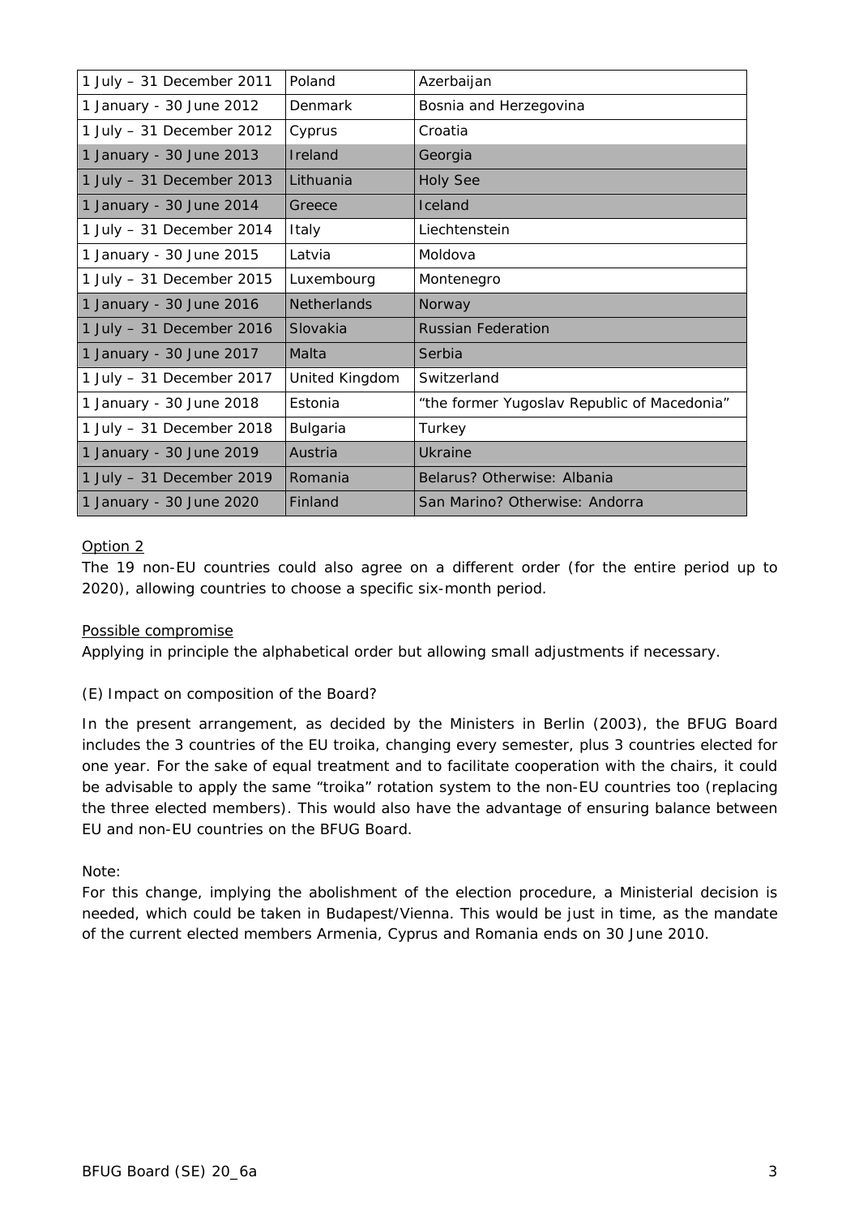| | | |
|---|---|---|
| 1 July – 31 December 2011 | Poland | Azerbaijan |
| 1 January - 30 June 2012 | Denmark | Bosnia and Herzegovina |
| 1 July – 31 December 2012 | Cyprus | Croatia |
| 1 January - 30 June 2013 | Ireland | Georgia |
| 1 July – 31 December 2013 | Lithuania | Holy See |
| 1 January - 30 June 2014 | Greece | Iceland |
| 1 July – 31 December 2014 | Italy | Liechtenstein |
| 1 January - 30 June 2015 | Latvia | Moldova |
| 1 July – 31 December 2015 | Luxembourg | Montenegro |
| 1 January - 30 June 2016 | Netherlands | Norway |
| 1 July – 31 December 2016 | Slovakia | Russian Federation |
| 1 January - 30 June 2017 | Malta | Serbia |
| 1 July – 31 December 2017 | United Kingdom | Switzerland |
| 1 January - 30 June 2018 | Estonia | "the former Yugoslav Republic of Macedonia" |
| 1 July – 31 December 2018 | Bulgaria | Turkey |
| 1 January - 30 June 2019 | Austria | Ukraine |
| 1 July – 31 December 2019 | Romania | Belarus? Otherwise: Albania |
| 1 January - 30 June 2020 | Finland | San Marino? Otherwise: Andorra |

Option 2

The 19 non-EU countries could also agree on a different order (for the entire period up to 2020), allowing countries to choose a specific six-month period.

Possible compromise

Applying in principle the alphabetical order but allowing small adjustments if necessary.

(E) Impact on composition of the Board?

In the present arrangement, as decided by the Ministers in Berlin (2003), the BFUG Board includes the 3 countries of the EU troika, changing every semester, plus 3 countries elected for one year. For the sake of equal treatment and to facilitate cooperation with the chairs, it could be advisable to apply the same "troika" rotation system to the non-EU countries too (replacing the three elected members). This would also have the advantage of ensuring balance between EU and non-EU countries on the BFUG Board.

Note:

For this change, implying the abolishment of the election procedure, a Ministerial decision is needed, which could be taken in Budapest/Vienna. This would be just in time, as the mandate of the current elected members Armenia, Cyprus and Romania ends on 30 June 2010.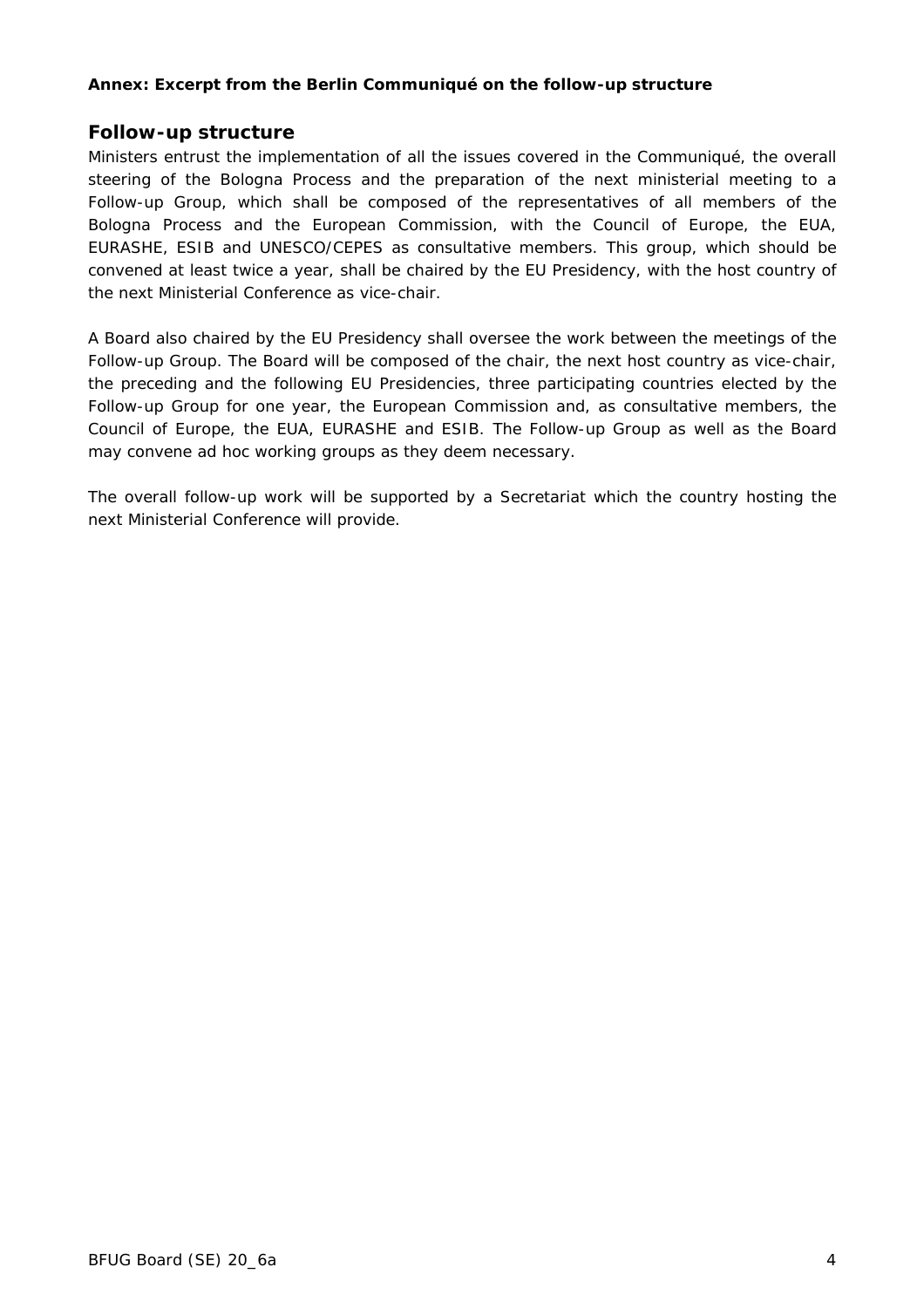**Annex: Excerpt from the Berlin Communiqué on the follow-up structure**

## Follow-up structure

Ministers entrust the implementation of all the issues covered in the Communiqué, the overall steering of the Bologna Process and the preparation of the next ministerial meeting to a Follow-up Group, which shall be composed of the representatives of all members of the Bologna Process and the European Commission, with the Council of Europe, the EUA, EURASHE, ESIB and UNESCO/CEPES as consultative members. This group, which should be convened at least twice a year, shall be chaired by the EU Presidency, with the host country of the next Ministerial Conference as vice-chair.

A Board also chaired by the EU Presidency shall oversee the work between the meetings of the Follow-up Group. The Board will be composed of the chair, the next host country as vice-chair, the preceding and the following EU Presidencies, three participating countries elected by the Follow-up Group for one year, the European Commission and, as consultative members, the Council of Europe, the EUA, EURASHE and ESIB. The Follow-up Group as well as the Board may convene ad hoc working groups as they deem necessary.

The overall follow-up work will be supported by a Secretariat which the country hosting the next Ministerial Conference will provide.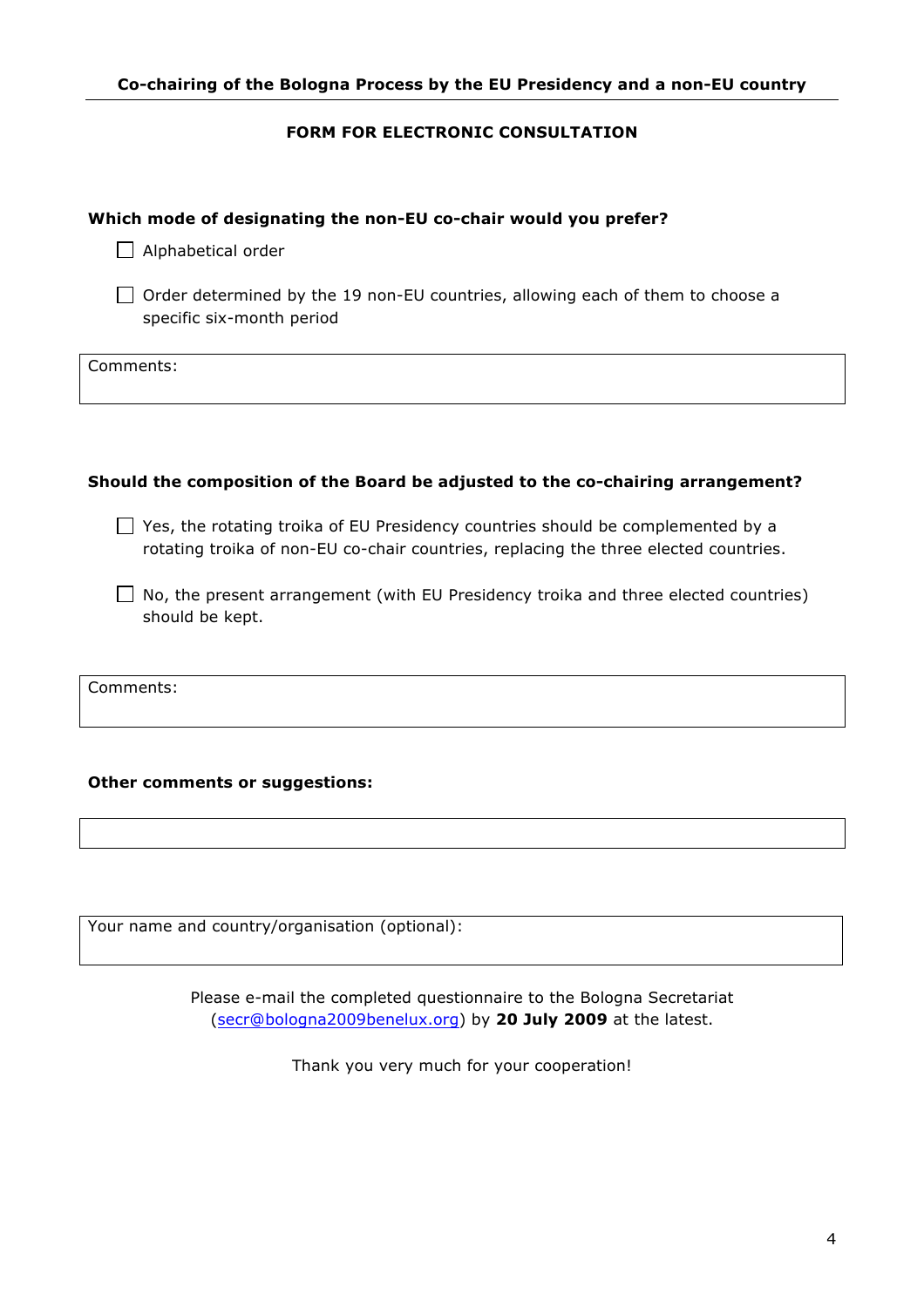**Co-chairing of the Bologna Process by the EU Presidency and a non-EU country**

**FORM FOR ELECTRONIC CONSULTATION**

**Which mode of designating the non-EU co-chair would you prefer?**

☐ Alphabetical order

☐ Order determined by the 19 non-EU countries, allowing each of them to choose a specific six-month period

| Comments: |
|---|

**Should the composition of the Board be adjusted to the co-chairing arrangement?**

☐ Yes, the rotating troika of EU Presidency countries should be complemented by a rotating troika of non-EU co-chair countries, replacing the three elected countries.

☐ No, the present arrangement (with EU Presidency troika and three elected countries) should be kept.

| Comments: |
|---|

**Other comments or suggestions:**

| |
|---|

| Your name and country/organisation (optional): |
|---|

Please e-mail the completed questionnaire to the Bologna Secretariat (secr@bologna2009benelux.org) by **20 July 2009** at the latest.

Thank you very much for your cooperation!